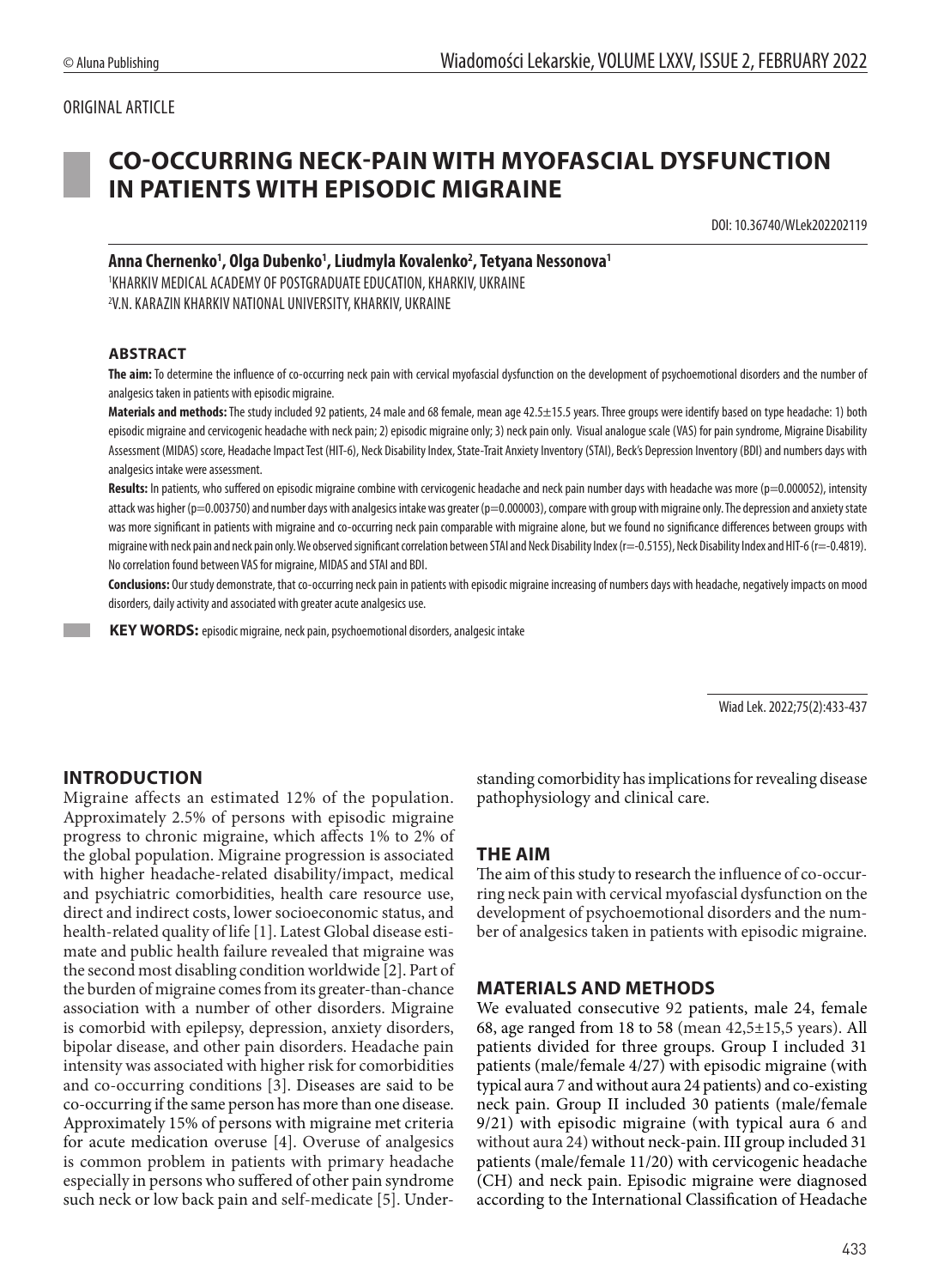ORIGINAL ARTICLE

# CO-OCCURRING NECK-PAIN WITH MYOFASCIAL DYSFUNCTION IN PATIENTS WITH EPISODIC MIGRAINE

DOI: 10.36740/WLek202202119

**Anna Chernenko[1], Olga Dubenko[1], Liudmyla Kovalenko[2], Tetyana Nessonova[1]**

[1]KHARKIV MEDICAL ACADEMY OF POSTGRADUATE EDUCATION, KHARKIV, UKRAINE

[2]V.N. KARAZIN KHARKIV NATIONAL UNIVERSITY, KHARKIV, UKRAINE

## ABSTRACT

**The aim:** To determine the influence of co-occurring neck pain with cervical myofascial dysfunction on the development of psychoemotional disorders and the number of analgesics taken in patients with episodic migraine.

**Materials and methods:** The study included 92 patients, 24 male and 68 female, mean age 42.5±15.5 years. Three groups were identify based on type headache: 1) both episodic migraine and cervicogenic headache with neck pain; 2) episodic migraine only; 3) neck pain only. Visual analogue scale (VAS) for pain syndrome, Migraine Disability Assessment (MIDAS) score, Headache Impact Test (HIT-6), Neck Disability Index, State-Trait Anxiety Inventory (STAI), Beck's Depression Inventory (BDI) and numbers days with analgesics intake were assessment.

**Results:** In patients, who suffered on episodic migraine combine with cervicogenic headache and neck pain number days with headache was more (p=0.000052), intensity attack was higher (p=0.003750) and number days with analgesics intake was greater (p=0.000003), compare with group with migraine only. The depression and anxiety state was more significant in patients with migraine and co-occurring neck pain comparable with migraine alone, but we found no significance differences between groups with migraine with neck pain and neck pain only. We observed significant correlation between STAI and Neck Disability Index (r=-0.5155), Neck Disability Index and HIT-6 (r=-0.4819). No correlation found between VAS for migraine, MIDAS and STAI and BDI.

**Conclusions:** Our study demonstrate, that co-occurring neck pain in patients with episodic migraine increasing of numbers days with headache, negatively impacts on mood disorders, daily activity and associated with greater acute analgesics use.

**KEY WORDS:** episodic migraine, neck pain, psychoemotional disorders, analgesic intake

Wiad Lek. 2022;75(2):433-437

## INTRODUCTION

Migraine affects an estimated 12% of the population. Approximately 2.5% of persons with episodic migraine progress to chronic migraine, which affects 1% to 2% of the global population. Migraine progression is associated with higher headache-related disability/impact, medical and psychiatric comorbidities, health care resource use, direct and indirect costs, lower socioeconomic status, and health-related quality of life [1]. Latest Global disease estimate and public health failure revealed that migraine was the second most disabling condition worldwide [2]. Part of the burden of migraine comes from its greater-than-chance association with a number of other disorders. Migraine is comorbid with epilepsy, depression, anxiety disorders, bipolar disease, and other pain disorders. Headache pain intensity was associated with higher risk for comorbidities and co-occurring conditions [3]. Diseases are said to be co-occurring if the same person has more than one disease. Approximately 15% of persons with migraine met criteria for acute medication overuse [4]. Overuse of analgesics is common problem in patients with primary headache especially in persons who suffered of other pain syndrome such neck or low back pain and self-medicate [5]. Understanding comorbidity has implications for revealing disease pathophysiology and clinical care.

## THE AIM

The aim of this study to research the influence of co-occurring neck pain with cervical myofascial dysfunction on the development of psychoemotional disorders and the number of analgesics taken in patients with episodic migraine.

## MATERIALS AND METHODS

We evaluated consecutive 92 patients, male 24, female 68, age ranged from 18 to 58 (mean 42,5±15,5 years). All patients divided for three groups. Group I included 31 patients (male/female 4/27) with episodic migraine (with typical aura 7 and without aura 24 patients) and co-existing neck pain. Group II included 30 patients (male/female 9/21) with episodic migraine (with typical aura 6 and without aura 24) without neck-pain. III group included 31 patients (male/female 11/20) with cervicogenic headache (CH) and neck pain. Episodic migraine were diagnosed according to the International Classification of Headache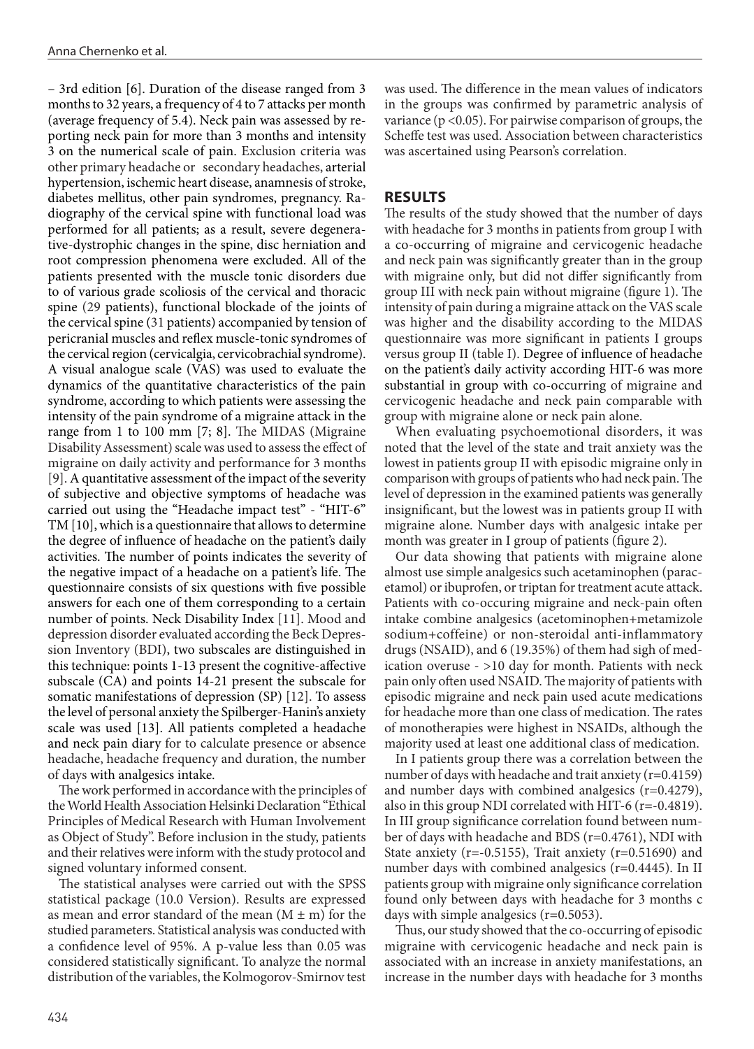– 3rd edition [6]. Duration of the disease ranged from 3 months to 32 years, a frequency of 4 to 7 attacks per month (average frequency of 5.4). Neck pain was assessed by reporting neck pain for more than 3 months and intensity 3 on the numerical scale of pain. Exclusion criteria was other primary headache or secondary headaches, arterial hypertension, ischemic heart disease, anamnesis of stroke, diabetes mellitus, other pain syndromes, pregnancy. Radiography of the cervical spine with functional load was performed for all patients; as a result, severe degenerative-dystrophic changes in the spine, disc herniation and root compression phenomena were excluded. All of the patients presented with the muscle tonic disorders due to of various grade scoliosis of the cervical and thoracic spine (29 patients), functional blockade of the joints of the cervical spine (31 patients) accompanied by tension of pericranial muscles and reflex muscle-tonic syndromes of the cervical region (cervicalgia, cervicobrachial syndrome). A visual analogue scale (VAS) was used to evaluate the dynamics of the quantitative characteristics of the pain syndrome, according to which patients were assessing the intensity of the pain syndrome of a migraine attack in the range from 1 to 100 mm [7; 8]. The MIDAS (Migraine Disability Assessment) scale was used to assess the effect of migraine on daily activity and performance for 3 months [9]. A quantitative assessment of the impact of the severity of subjective and objective symptoms of headache was carried out using the "Headache impact test" - "HIT-6" TM [10], which is a questionnaire that allows to determine the degree of influence of headache on the patient's daily activities. The number of points indicates the severity of the negative impact of a headache on a patient's life. The questionnaire consists of six questions with five possible answers for each one of them corresponding to a certain number of points. Neck Disability Index [11]. Mood and depression disorder evaluated according the Beck Depression Inventory (BDI), two subscales are distinguished in this technique: points 1-13 present the cognitive-affective subscale (CA) and points 14-21 present the subscale for somatic manifestations of depression (SP) [12]. To assess the level of personal anxiety the Spilberger-Hanin's anxiety scale was used [13]. All patients completed a headache and neck pain diary for to calculate presence or absence headache, headache frequency and duration, the number of days with analgesics intake.

The work performed in accordance with the principles of the World Health Association Helsinki Declaration "Ethical Principles of Medical Research with Human Involvement as Object of Study". Before inclusion in the study, patients and their relatives were inform with the study protocol and signed voluntary informed consent.

The statistical analyses were carried out with the SPSS statistical package (10.0 Version). Results are expressed as mean and error standard of the mean ($M \pm m$) for the studied parameters. Statistical analysis was conducted with a confidence level of 95%. A p-value less than 0.05 was considered statistically significant. To analyze the normal distribution of the variables, the Kolmogorov-Smirnov test was used. The difference in the mean values of indicators in the groups was confirmed by parametric analysis of variance ($p < 0.05$). For pairwise comparison of groups, the Scheffe test was used. Association between characteristics was ascertained using Pearson's correlation.

## RESULTS

The results of the study showed that the number of days with headache for 3 months in patients from group I with a co-occurring of migraine and cervicogenic headache and neck pain was significantly greater than in the group with migraine only, but did not differ significantly from group III with neck pain without migraine (figure 1). The intensity of pain during a migraine attack on the VAS scale was higher and the disability according to the MIDAS questionnaire was more significant in patients I groups versus group II (table I). Degree of influence of headache on the patient's daily activity according HIT-6 was more substantial in group with co-occurring of migraine and cervicogenic headache and neck pain comparable with group with migraine alone or neck pain alone.

When evaluating psychoemotional disorders, it was noted that the level of the state and trait anxiety was the lowest in patients group II with episodic migraine only in comparison with groups of patients who had neck pain. The level of depression in the examined patients was generally insignificant, but the lowest was in patients group II with migraine alone. Number days with analgesic intake per month was greater in I group of patients (figure 2).

Our data showing that patients with migraine alone almost use simple analgesics such acetaminophen (paracetamol) or ibuprofen, or triptan for treatment acute attack. Patients with co-occuring migraine and neck-pain often intake combine analgesics (acetominophen+metamizole sodium+coffeine) or non-steroidal anti-inflammatory drugs (NSAID), and 6 (19.35%) of them had sigh of medication overuse - >10 day for month. Patients with neck pain only often used NSAID. The majority of patients with episodic migraine and neck pain used acute medications for headache more than one class of medication. The rates of monotherapies were highest in NSAIDs, although the majority used at least one additional class of medication.

In I patients group there was a correlation between the number of days with headache and trait anxiety (r=0.4159) and number days with combined analgesics (r=0.4279), also in this group NDI correlated with HIT-6 (r=-0.4819). In III group significance correlation found between number of days with headache and BDS (r=0.4761), NDI with State anxiety (r=-0.5155), Trait anxiety (r=0.51690) and number days with combined analgesics (r=0.4445). In II patients group with migraine only significance correlation found only between days with headache for 3 months с days with simple analgesics (r=0.5053).

Thus, our study showed that the co-occurring of episodic migraine with cervicogenic headache and neck pain is associated with an increase in anxiety manifestations, an increase in the number days with headache for 3 months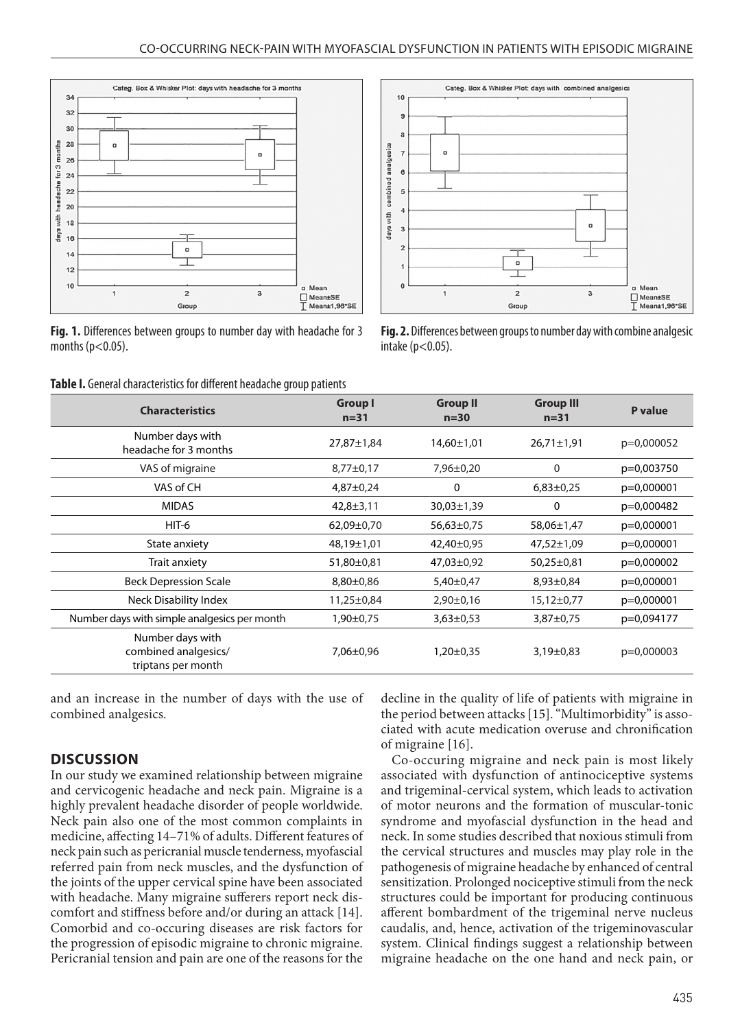**Fig. 1.** Differences between groups to number day with headache for 3 months ($p<0.05$).

**Fig. 2.** Differences between groups to number day with combine analgesic intake ($p<0.05$).

**Table I.** General characteristics for different headache group patients

| Characteristics | Group I n=31 | Group II n=30 | Group III n=31 | P value |
|---|---|---|---|---|
| Number days with headache for 3 months | 27,87±1,84 | 14,60±1,01 | 26,71±1,91 | p=0,000052 |
| VAS of migraine | 8,77±0,17 | 7,96±0,20 | 0 | p=0,003750 |
| VAS of CH | 4,87±0,24 | 0 | 6,83±0,25 | p=0,000001 |
| MIDAS | 42,8±3,11 | 30,03±1,39 | 0 | p=0,000482 |
| HIT-6 | 62,09±0,70 | 56,63±0,75 | 58,06±1,47 | p=0,000001 |
| State anxiety | 48,19±1,01 | 42,40±0,95 | 47,52±1,09 | p=0,000001 |
| Trait anxiety | 51,80±0,81 | 47,03±0,92 | 50,25±0,81 | p=0,000002 |
| Beck Depression Scale | 8,80±0,86 | 5,40±0,47 | 8,93±0,84 | p=0,000001 |
| Neck Disability Index | 11,25±0,84 | 2,90±0,16 | 15,12±0,77 | p=0,000001 |
| Number days with simple analgesics per month | 1,90±0,75 | 3,63±0,53 | 3,87±0,75 | p=0,094177 |
| Number days with combined analgesics/ triptans per month | 7,06±0,96 | 1,20±0,35 | 3,19±0,83 | p=0,000003 |

and an increase in the number of days with the use of combined analgesics.

## DISCUSSION

In our study we examined relationship between migraine and cervicogenic headache and neck pain. Migraine is a highly prevalent headache disorder of people worldwide. Neck pain also one of the most common complaints in medicine, affecting 14–71% of adults. Different features of neck pain such as pericranial muscle tenderness, myofascial referred pain from neck muscles, and the dysfunction of the joints of the upper cervical spine have been associated with headache. Many migraine sufferers report neck discomfort and stiffness before and/or during an attack [14]. Comorbid and co-occuring diseases are risk factors for the progression of episodic migraine to chronic migraine. Pericranial tension and pain are one of the reasons for the decline in the quality of life of patients with migraine in the period between attacks [15]. "Multimorbidity" is associated with acute medication overuse and chronification of migraine [16].

Co-occuring migraine and neck pain is most likely associated with dysfunction of antinociceptive systems and trigeminal-cervical system, which leads to activation of motor neurons and the formation of muscular-tonic syndrome and myofascial dysfunction in the head and neck. In some studies described that noxious stimuli from the cervical structures and muscles may play role in the pathogenesis of migraine headache by enhanced of central sensitization. Prolonged nociceptive stimuli from the neck structures could be important for producing continuous afferent bombardment of the trigeminal nerve nucleus caudalis, and, hence, activation of the trigeminovascular system. Clinical findings suggest a relationship between migraine headache on the one hand and neck pain, or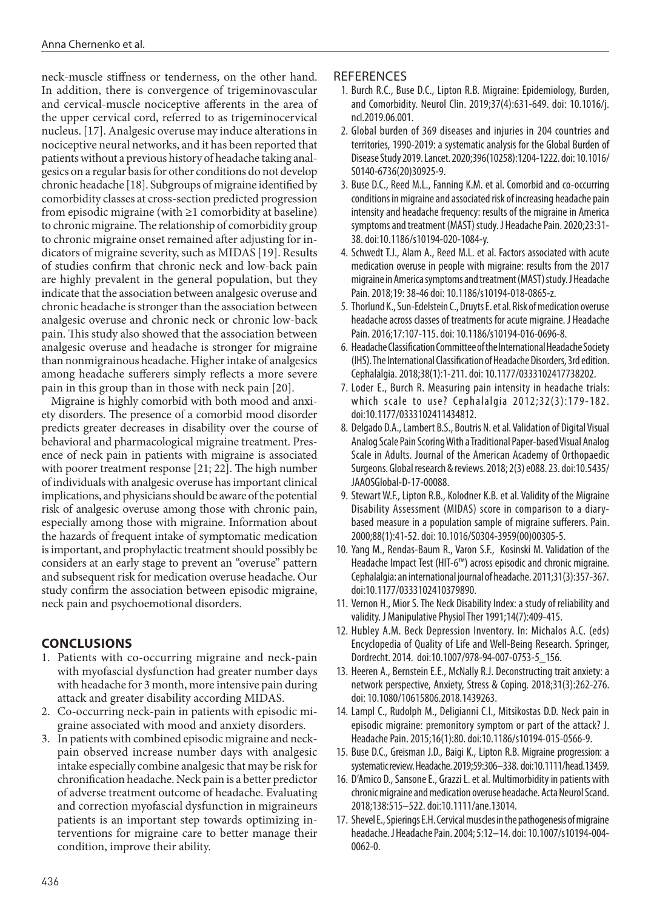neck-muscle stiffness or tenderness, on the other hand. In addition, there is convergence of trigeminovascular and cervical-muscle nociceptive afferents in the area of the upper cervical cord, referred to as trigeminocervical nucleus. [17]. Analgesic overuse may induce alterations in nociceptive neural networks, and it has been reported that patients without a previous history of headache taking analgesics on a regular basis for other conditions do not develop chronic headache [18]. Subgroups of migraine identified by comorbidity classes at cross-section predicted progression from episodic migraine (with ≥1 comorbidity at baseline) to chronic migraine. The relationship of comorbidity group to chronic migraine onset remained after adjusting for indicators of migraine severity, such as MIDAS [19]. Results of studies confirm that chronic neck and low-back pain are highly prevalent in the general population, but they indicate that the association between analgesic overuse and chronic headache is stronger than the association between analgesic overuse and chronic neck or chronic low-back pain. This study also showed that the association between analgesic overuse and headache is stronger for migraine than nonmigrainous headache. Higher intake of analgesics among headache sufferers simply reflects a more severe pain in this group than in those with neck pain [20].

Migraine is highly comorbid with both mood and anxiety disorders. The presence of a comorbid mood disorder predicts greater decreases in disability over the course of behavioral and pharmacological migraine treatment. Presence of neck pain in patients with migraine is associated with poorer treatment response [21; 22]. The high number of individuals with analgesic overuse has important clinical implications, and physicians should be aware of the potential risk of analgesic overuse among those with chronic pain, especially among those with migraine. Information about the hazards of frequent intake of symptomatic medication is important, and prophylactic treatment should possibly be considers at an early stage to prevent an "overuse" pattern and subsequent risk for medication overuse headache. Our study confirm the association between episodic migraine, neck pain and psychoemotional disorders.

## CONCLUSIONS

1. Patients with co-occurring migraine and neck-pain with myofascial dysfunction had greater number days with headache for 3 month, more intensive pain during attack and greater disability according MIDAS.
2. Co-occurring neck-pain in patients with episodic migraine associated with mood and anxiety disorders.
3. In patients with combined episodic migraine and neck-pain observed increase number days with analgesic intake especially combine analgesic that may be risk for chronification headache. Neck pain is a better predictor of adverse treatment outcome of headache. Evaluating and correction myofascial dysfunction in migraineurs patients is an important step towards optimizing interventions for migraine care to better manage their condition, improve their ability.

## REFERENCES

1. Burch R.C., Buse D.C., Lipton R.B. Migraine: Epidemiology, Burden, and Comorbidity. Neurol Clin. 2019;37(4):631-649. doi: 10.1016/j.ncl.2019.06.001.
2. Global burden of 369 diseases and injuries in 204 countries and territories, 1990-2019: a systematic analysis for the Global Burden of Disease Study 2019. Lancet. 2020;396(10258):1204-1222. doi: 10.1016/S0140-6736(20)30925-9.
3. Buse D.C., Reed M.L., Fanning K.M. et al. Comorbid and co-occurring conditions in migraine and associated risk of increasing headache pain intensity and headache frequency: results of the migraine in America symptoms and treatment (MAST) study. J Headache Pain. 2020;23:31-38. doi:10.1186/s10194-020-1084-y.
4. Schwedt T.J., Alam A., Reed M.L. et al. Factors associated with acute medication overuse in people with migraine: results from the 2017 migraine in America symptoms and treatment (MAST) study. J Headache Pain. 2018;19: 38-46 doi: 10.1186/s10194-018-0865-z.
5. Thorlund K., Sun-Edelstein C., Druyts E. et al. Risk of medication overuse headache across classes of treatments for acute migraine. J Headache Pain. 2016;17:107-115. doi: 10.1186/s10194-016-0696-8.
6. Headache Classification Committee of the International Headache Society (IHS). The International Classification of Headache Disorders, 3rd edition. Cephalalgia. 2018;38(1):1-211. doi: 10.1177/0333102417738202.
7. Loder E., Burch R. Measuring pain intensity in headache trials: which scale to use? Cephalalgia 2012;32(3):179-182. doi:10.1177/0333102411434812.
8. Delgado D.A., Lambert B.S., Boutris N. et al. Validation of Digital Visual Analog Scale Pain Scoring With a Traditional Paper-based Visual Analog Scale in Adults. Journal of the American Academy of Orthopaedic Surgeons. Global research & reviews. 2018; 2(3) e088. 23. doi:10.5435/JAAOSGlobal-D-17-00088.
9. Stewart W.F., Lipton R.B., Kolodner K.B. et al. Validity of the Migraine Disability Assessment (MIDAS) score in comparison to a diary-based measure in a population sample of migraine sufferers. Pain. 2000;88(1):41-52. doi: 10.1016/S0304-3959(00)00305-5.
10. Yang M., Rendas-Baum R., Varon S.F., Kosinski M. Validation of the Headache Impact Test (HIT-6™) across episodic and chronic migraine. Cephalalgia: an international journal of headache. 2011;31(3):357-367. doi:10.1177/0333102410379890.
11. Vernon H., Mior S. The Neck Disability Index: a study of reliability and validity. J Manipulative Physiol Ther 1991;14(7):409-415.
12. Hubley A.M. Beck Depression Inventory. In: Michalos A.C. (eds) Encyclopedia of Quality of Life and Well-Being Research. Springer, Dordrecht. 2014. doi:10.1007/978-94-007-0753-5_156.
13. Heeren A., Bernstein E.E., McNally R.J. Deconstructing trait anxiety: a network perspective, Anxiety, Stress & Coping. 2018;31(3):262-276. doi: 10.1080/10615806.2018.1439263.
14. Lampl C., Rudolph M., Deligianni C.I., Mitsikostas D.D. Neck pain in episodic migraine: premonitory symptom or part of the attack? J. Headache Pain. 2015;16(1):80. doi:10.1186/s10194-015-0566-9.
15. Buse D.C., Greisman J.D., Baigi K., Lipton R.B. Migraine progression: a systematic review. Headache. 2019;59:306–338. doi:10.1111/head.13459.
16. D'Amico D., Sansone E., Grazzi L. et al. Multimorbidity in patients with chronic migraine and medication overuse headache. Acta Neurol Scand. 2018;138:515–522. doi:10.1111/ane.13014.
17. Shevel E., Spierings E.H. Cervical muscles in the pathogenesis of migraine headache. J Headache Pain. 2004; 5:12–14. doi: 10.1007/s10194-004-0062-0.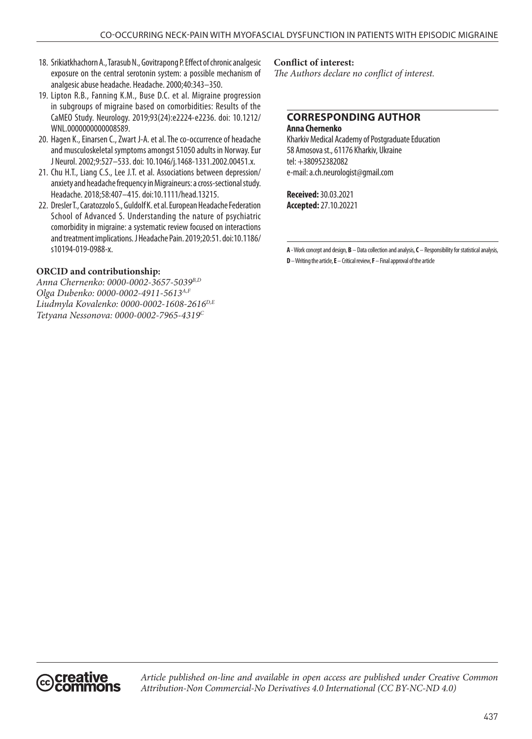18. Srikiatkhachorn A., Tarasub N., Govitrapong P. Effect of chronic analgesic exposure on the central serotonin system: a possible mechanism of analgesic abuse headache. Headache. 2000;40:343–350.
19. Lipton R.B., Fanning K.M., Buse D.C. et al. Migraine progression in subgroups of migraine based on comorbidities: Results of the CaMEO Study. Neurology. 2019;93(24):e2224-e2236. doi: 10.1212/WNL.0000000000008589.
20. Hagen K., Einarsen C., Zwart J-A. et al. The co-occurrence of headache and musculoskeletal symptoms amongst 51050 adults in Norway. Eur J Neurol. 2002;9:527–533. doi: 10.1046/j.1468-1331.2002.00451.x.
21. Chu H.T., Liang C.S., Lee J.T. et al. Associations between depression/anxiety and headache frequency in Migraineurs: a cross-sectional study. Headache. 2018;58:407–415. doi:10.1111/head.13215.
22. Dresler T., Caratozzolo S., Guldolf K. et al. European Headache Federation School of Advanced S. Understanding the nature of psychiatric comorbidity in migraine: a systematic review focused on interactions and treatment implications. J Headache Pain. 2019;20:51. doi:10.1186/s10194-019-0988-x.

**ORCID and contributionship:**

*Anna Chernenko: 0000-0002-3657-5039[B,D]*
*Olga Dubenko: 0000-0002-4911-5613[A,F]*
*Liudmyla Kovalenko: 0000-0002-1608-2616[D,E]*
*Tetyana Nessonova: 0000-0002-7965-4319[C]*

**Conflict of interest:**

*The Authors declare no conflict of interest.*

## CORRESPONDING AUTHOR

**Anna Chernenko**
Kharkiv Medical Academy of Postgraduate Education
58 Amosova st., 61176 Kharkiv, Ukraine
tel: +380952382082
e-mail: a.ch.neurologist@gmail.com

**Received:** 30.03.2021
**Accepted:** 27.10.20221

**A** - Work concept and design, **B** – Data collection and analysis, **C** – Responsibility for statistical analysis, **D** – Writing the article, **E** – Critical review, **F** – Final approval of the article

*Article published on-line and available in open access are published under Creative Common Attribution-Non Commercial-No Derivatives 4.0 International (CC BY-NC-ND 4.0)*